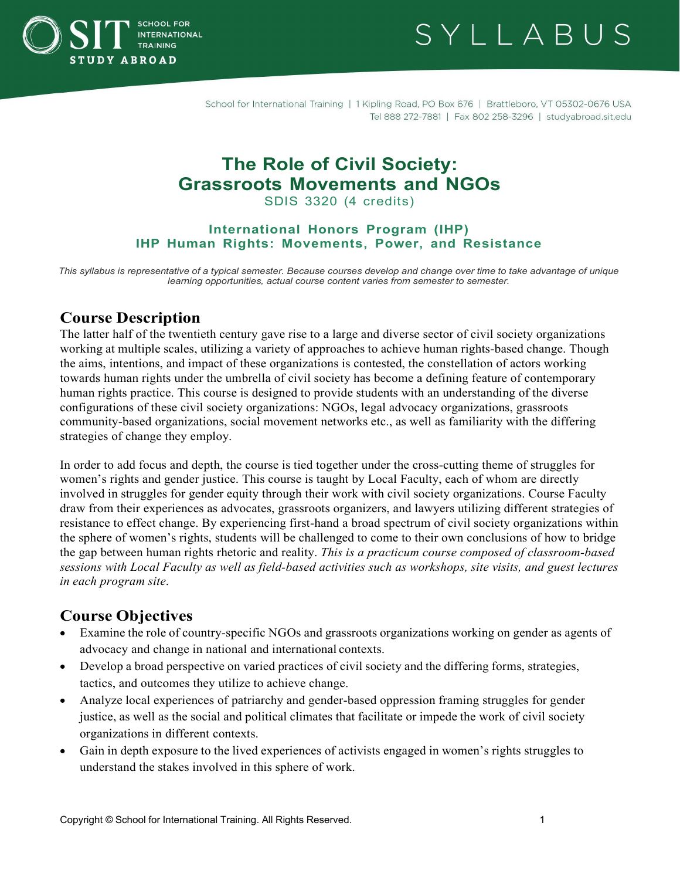# The Role of Civil Society: Grassroots Movements and NGOs

SDIS 3320 (4 credits)

**International Honors Program (IHP)**
**IHP Human Rights: Movements, Power, and Resistance**

*This syllabus is representative of a typical semester. Because courses develop and change over time to take advantage of unique learning opportunities, actual course content varies from semester to semester.*

## Course Description

The latter half of the twentieth century gave rise to a large and diverse sector of civil society organizations working at multiple scales, utilizing a variety of approaches to achieve human rights-based change. Though the aims, intentions, and impact of these organizations is contested, the constellation of actors working towards human rights under the umbrella of civil society has become a defining feature of contemporary human rights practice. This course is designed to provide students with an understanding of the diverse configurations of these civil society organizations: NGOs, legal advocacy organizations, grassroots community-based organizations, social movement networks etc., as well as familiarity with the differing strategies of change they employ.

In order to add focus and depth, the course is tied together under the cross-cutting theme of struggles for women's rights and gender justice. This course is taught by Local Faculty, each of whom are directly involved in struggles for gender equity through their work with civil society organizations. Course Faculty draw from their experiences as advocates, grassroots organizers, and lawyers utilizing different strategies of resistance to effect change. By experiencing first-hand a broad spectrum of civil society organizations within the sphere of women's rights, students will be challenged to come to their own conclusions of how to bridge the gap between human rights rhetoric and reality. *This is a practicum course composed of classroom-based sessions with Local Faculty as well as field-based activities such as workshops, site visits, and guest lectures in each program site*.

## Course Objectives

- Examine the role of country-specific NGOs and grassroots organizations working on gender as agents of advocacy and change in national and international contexts.
- Develop a broad perspective on varied practices of civil society and the differing forms, strategies, tactics, and outcomes they utilize to achieve change.
- Analyze local experiences of patriarchy and gender-based oppression framing struggles for gender justice, as well as the social and political climates that facilitate or impede the work of civil society organizations in different contexts.
- Gain in depth exposure to the lived experiences of activists engaged in women's rights struggles to understand the stakes involved in this sphere of work.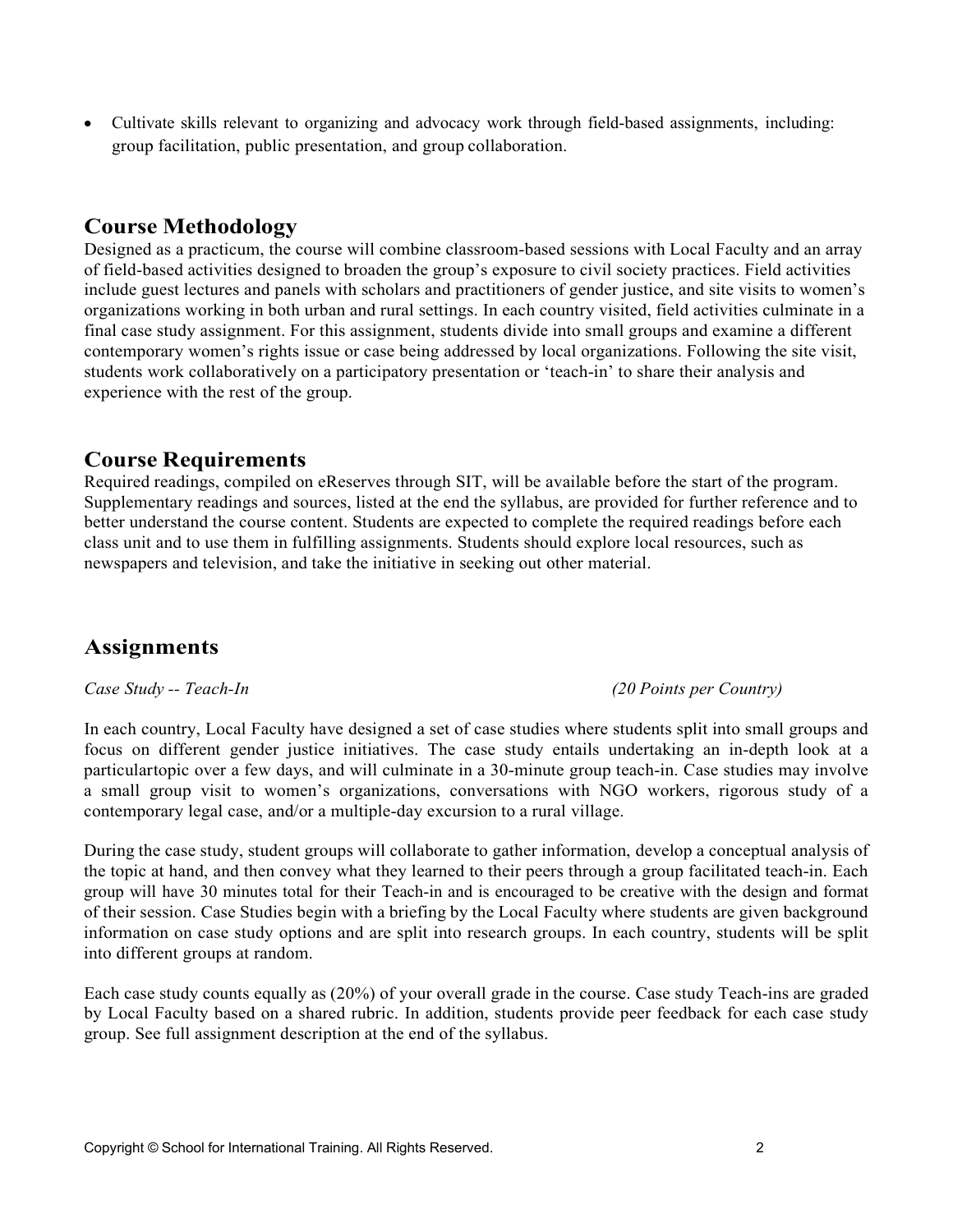- Cultivate skills relevant to organizing and advocacy work through field-based assignments, including: group facilitation, public presentation, and group collaboration.

## Course Methodology

Designed as a practicum, the course will combine classroom-based sessions with Local Faculty and an array of field-based activities designed to broaden the group's exposure to civil society practices. Field activities include guest lectures and panels with scholars and practitioners of gender justice, and site visits to women's organizations working in both urban and rural settings. In each country visited, field activities culminate in a final case study assignment. For this assignment, students divide into small groups and examine a different contemporary women's rights issue or case being addressed by local organizations. Following the site visit, students work collaboratively on a participatory presentation or 'teach-in' to share their analysis and experience with the rest of the group.

## Course Requirements

Required readings, compiled on eReserves through SIT, will be available before the start of the program. Supplementary readings and sources, listed at the end the syllabus, are provided for further reference and to better understand the course content. Students are expected to complete the required readings before each class unit and to use them in fulfilling assignments. Students should explore local resources, such as newspapers and television, and take the initiative in seeking out other material.

## Assignments

*Case Study -- Teach-In* *(20 Points per Country)*

In each country, Local Faculty have designed a set of case studies where students split into small groups and focus on different gender justice initiatives. The case study entails undertaking an in-depth look at a particulartopic over a few days, and will culminate in a 30-minute group teach-in. Case studies may involve a small group visit to women's organizations, conversations with NGO workers, rigorous study of a contemporary legal case, and/or a multiple-day excursion to a rural village.

During the case study, student groups will collaborate to gather information, develop a conceptual analysis of the topic at hand, and then convey what they learned to their peers through a group facilitated teach-in. Each group will have 30 minutes total for their Teach-in and is encouraged to be creative with the design and format of their session. Case Studies begin with a briefing by the Local Faculty where students are given background information on case study options and are split into research groups. In each country, students will be split into different groups at random.

Each case study counts equally as (20%) of your overall grade in the course. Case study Teach-ins are graded by Local Faculty based on a shared rubric. In addition, students provide peer feedback for each case study group. See full assignment description at the end of the syllabus.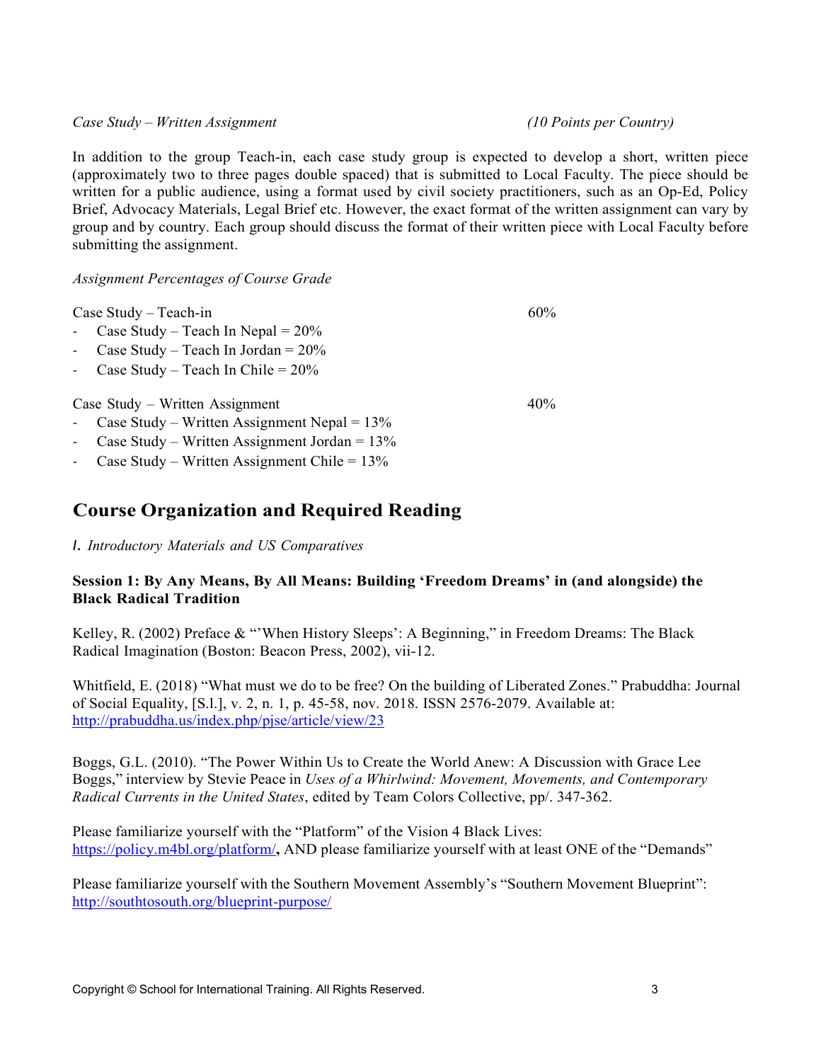*Case Study – Written Assignment* *(10 Points per Country)*

In addition to the group Teach-in, each case study group is expected to develop a short, written piece (approximately two to three pages double spaced) that is submitted to Local Faculty. The piece should be written for a public audience, using a format used by civil society practitioners, such as an Op-Ed, Policy Brief, Advocacy Materials, Legal Brief etc. However, the exact format of the written assignment can vary by group and by country. Each group should discuss the format of their written piece with Local Faculty before submitting the assignment.

*Assignment Percentages of Course Grade*

Case Study – Teach-in 60%

- Case Study – Teach In Nepal = 20%
- Case Study – Teach In Jordan = 20%
- Case Study – Teach In Chile = 20%

Case Study – Written Assignment 40%

- Case Study – Written Assignment Nepal = 13%
- Case Study – Written Assignment Jordan = 13%
- Case Study – Written Assignment Chile = 13%

## Course Organization and Required Reading

*I. Introductory Materials and US Comparatives*

**Session 1: By Any Means, By All Means: Building 'Freedom Dreams' in (and alongside) the Black Radical Tradition**

Kelley, R. (2002) Preface & "'When History Sleeps': A Beginning," in Freedom Dreams: The Black Radical Imagination (Boston: Beacon Press, 2002), vii-12.

Whitfield, E. (2018) "What must we do to be free? On the building of Liberated Zones." Prabuddha: Journal of Social Equality, [S.l.], v. 2, n. 1, p. 45-58, nov. 2018. ISSN 2576-2079. Available at: http://prabuddha.us/index.php/pjse/article/view/23

Boggs, G.L. (2010). "The Power Within Us to Create the World Anew: A Discussion with Grace Lee Boggs," interview by Stevie Peace in *Uses of a Whirlwind: Movement, Movements, and Contemporary Radical Currents in the United States*, edited by Team Colors Collective, pp/. 347-362.

Please familiarize yourself with the "Platform" of the Vision 4 Black Lives: https://policy.m4bl.org/platform/**,** AND please familiarize yourself with at least ONE of the "Demands"

Please familiarize yourself with the Southern Movement Assembly's "Southern Movement Blueprint": http://southtosouth.org/blueprint-purpose/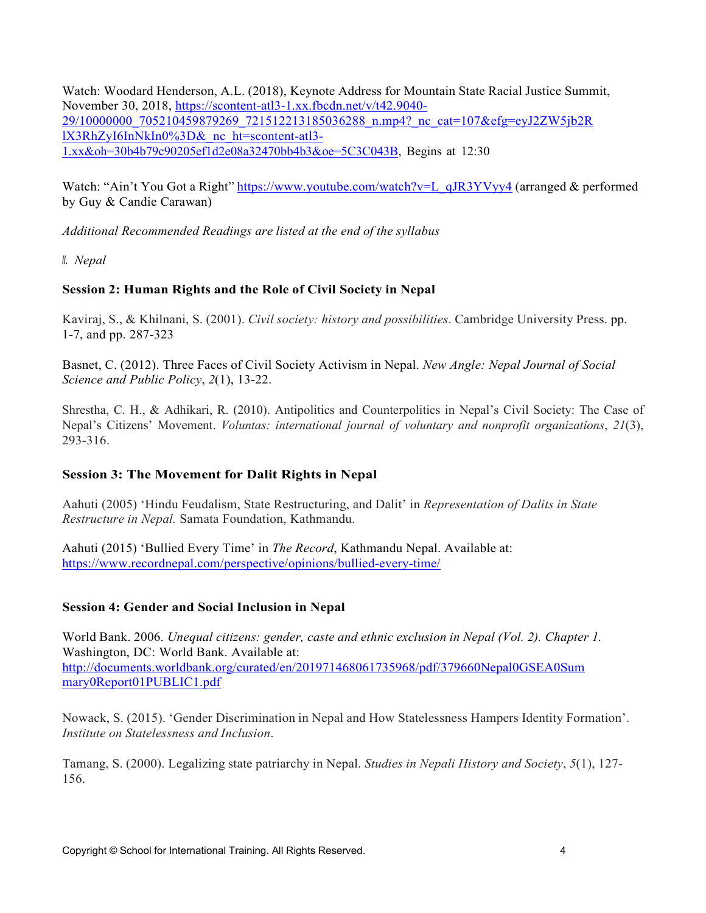Watch: Woodard Henderson, A.L. (2018), Keynote Address for Mountain State Racial Justice Summit, November 30, 2018, https://scontent-atl3-1.xx.fbcdn.net/v/t42.9040-29/10000000_705210459879269_721512213185036288_n.mp4?_nc_cat=107&efg=eyJ2ZW5jb2RlX3RhZyI6InNkIn0%3D&_nc_ht=scontent-atl3-1.xx&oh=30b4b79c90205ef1d2e08a32470bb4b3&oe=5C3C043B, Begins at 12:30

Watch: "Ain't You Got a Right" https://www.youtube.com/watch?v=L_qJR3YVyy4 (arranged & performed by Guy & Candie Carawan)

*Additional Recommended Readings are listed at the end of the syllabus*

II. *Nepal*

**Session 2: Human Rights and the Role of Civil Society in Nepal**

Kaviraj, S., & Khilnani, S. (2001). *Civil society: history and possibilities*. Cambridge University Press. pp. 1-7, and pp. 287-323

Basnet, C. (2012). Three Faces of Civil Society Activism in Nepal. *New Angle: Nepal Journal of Social Science and Public Policy*, *2*(1), 13-22.

Shrestha, C. H., & Adhikari, R. (2010). Antipolitics and Counterpolitics in Nepal's Civil Society: The Case of Nepal's Citizens' Movement. *Voluntas: international journal of voluntary and nonprofit organizations*, *21*(3), 293-316.

**Session 3: The Movement for Dalit Rights in Nepal**

Aahuti (2005) 'Hindu Feudalism, State Restructuring, and Dalit' in *Representation of Dalits in State Restructure in Nepal.* Samata Foundation, Kathmandu.

Aahuti (2015) 'Bullied Every Time' in *The Record*, Kathmandu Nepal. Available at: https://www.recordnepal.com/perspective/opinions/bullied-every-time/

**Session 4: Gender and Social Inclusion in Nepal**

World Bank. 2006. *Unequal citizens: gender, caste and ethnic exclusion in Nepal (Vol. 2). Chapter 1.* Washington, DC: World Bank. Available at: http://documents.worldbank.org/curated/en/201971468061735968/pdf/379660Nepal0GSEA0Summary0Report01PUBLIC1.pdf

Nowack, S. (2015). 'Gender Discrimination in Nepal and How Statelessness Hampers Identity Formation'. *Institute on Statelessness and Inclusion*.

Tamang, S. (2000). Legalizing state patriarchy in Nepal. *Studies in Nepali History and Society*, *5*(1), 127-156.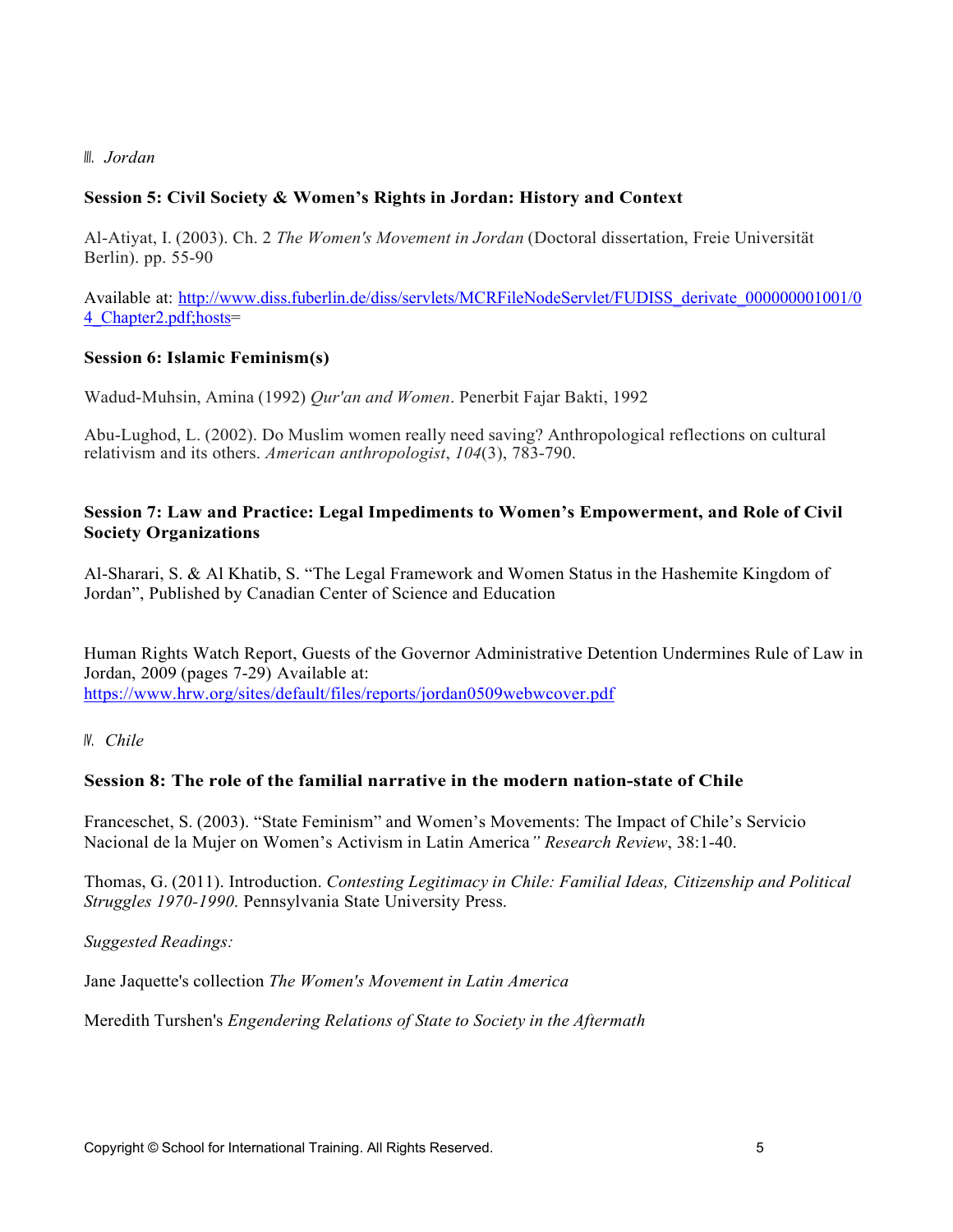*III. Jordan*

**Session 5: Civil Society & Women's Rights in Jordan: History and Context**

Al-Atiyat, I. (2003). Ch. 2 *The Women's Movement in Jordan* (Doctoral dissertation, Freie Universität Berlin). pp. 55-90

Available at: http://www.diss.fuberlin.de/diss/servlets/MCRFileNodeServlet/FUDISS_derivate_000000001001/04_Chapter2.pdf;hosts=

**Session 6: Islamic Feminism(s)**

Wadud-Muhsin, Amina (1992) *Qur'an and Women*. Penerbit Fajar Bakti, 1992

Abu-Lughod, L. (2002). Do Muslim women really need saving? Anthropological reflections on cultural relativism and its others. *American anthropologist*, *104*(3), 783-790.

**Session 7: Law and Practice: Legal Impediments to Women's Empowerment, and Role of Civil Society Organizations**

Al-Sharari, S. & Al Khatib, S. "The Legal Framework and Women Status in the Hashemite Kingdom of Jordan", Published by Canadian Center of Science and Education

Human Rights Watch Report, Guests of the Governor Administrative Detention Undermines Rule of Law in Jordan, 2009 (pages 7-29) Available at: https://www.hrw.org/sites/default/files/reports/jordan0509webwcover.pdf

*IV. Chile*

**Session 8: The role of the familial narrative in the modern nation-state of Chile**

Franceschet, S. (2003). "State Feminism" and Women's Movements: The Impact of Chile's Servicio Nacional de la Mujer on Women's Activism in Latin America*" Research Review*, 38:1-40.

Thomas, G. (2011). Introduction. *Contesting Legitimacy in Chile: Familial Ideas, Citizenship and Political Struggles 1970-1990*. Pennsylvania State University Press.

*Suggested Readings:*

Jane Jaquette's collection *The Women's Movement in Latin America*

Meredith Turshen's *Engendering Relations of State to Society in the Aftermath*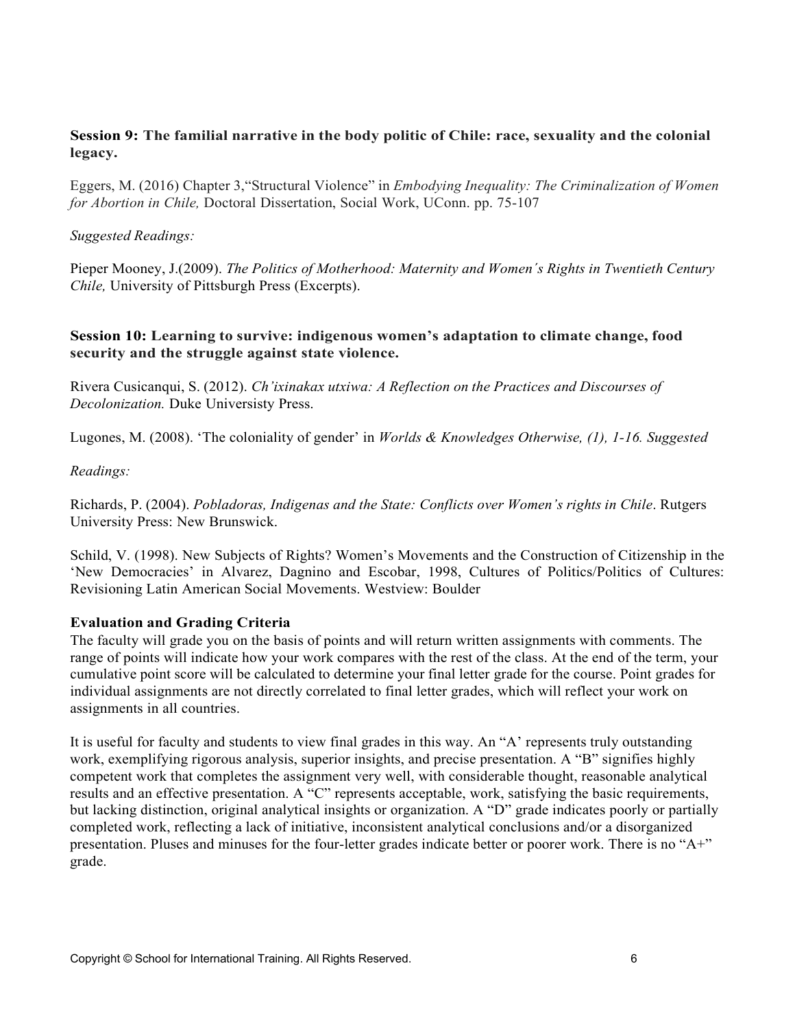**Session 9: The familial narrative in the body politic of Chile: race, sexuality and the colonial legacy.**

Eggers, M. (2016) Chapter 3,"Structural Violence" in *Embodying Inequality: The Criminalization of Women for Abortion in Chile,* Doctoral Dissertation, Social Work, UConn. pp. 75-107

*Suggested Readings:*

Pieper Mooney, J.(2009). *The Politics of Motherhood: Maternity and Women´s Rights in Twentieth Century Chile,* University of Pittsburgh Press (Excerpts).

**Session 10: Learning to survive: indigenous women's adaptation to climate change, food security and the struggle against state violence.**

Rivera Cusicanqui, S. (2012). *Ch'ixinakax utxiwa: A Reflection on the Practices and Discourses of Decolonization.* Duke Universisty Press.

Lugones, M. (2008). 'The coloniality of gender' in *Worlds & Knowledges Otherwise, (1), 1-16. Suggested*

*Readings:*

Richards, P. (2004). *Pobladoras, Indigenas and the State: Conflicts over Women's rights in Chile*. Rutgers University Press: New Brunswick.

Schild, V. (1998). New Subjects of Rights? Women's Movements and the Construction of Citizenship in the 'New Democracies' in Alvarez, Dagnino and Escobar, 1998, Cultures of Politics/Politics of Cultures: Revisioning Latin American Social Movements. Westview: Boulder

**Evaluation and Grading Criteria**

The faculty will grade you on the basis of points and will return written assignments with comments. The range of points will indicate how your work compares with the rest of the class. At the end of the term, your cumulative point score will be calculated to determine your final letter grade for the course. Point grades for individual assignments are not directly correlated to final letter grades, which will reflect your work on assignments in all countries.

It is useful for faculty and students to view final grades in this way. An "A' represents truly outstanding work, exemplifying rigorous analysis, superior insights, and precise presentation. A "B" signifies highly competent work that completes the assignment very well, with considerable thought, reasonable analytical results and an effective presentation. A "C" represents acceptable, work, satisfying the basic requirements, but lacking distinction, original analytical insights or organization. A "D" grade indicates poorly or partially completed work, reflecting a lack of initiative, inconsistent analytical conclusions and/or a disorganized presentation. Pluses and minuses for the four-letter grades indicate better or poorer work. There is no "A+" grade.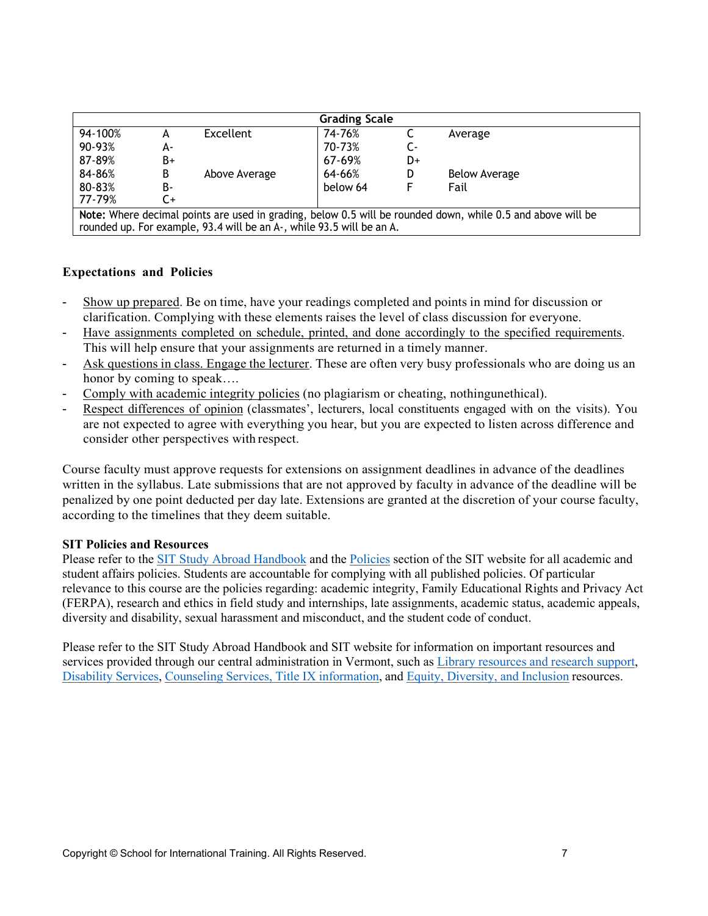| Grading Scale | | | | | |
|---|---|---|---|---|---|
| 94-100% | A | Excellent | 74-76% | C | Average |
| 90-93% | A- | | 70-73% | C- | |
| 87-89% | B+ | | 67-69% | D+ | |
| 84-86% | B | Above Average | 64-66% | D | Below Average |
| 80-83% | B- | | below 64 | F | Fail |
| 77-79% | C+ | | | | |

**Note:** Where decimal points are used in grading, below 0.5 will be rounded down, while 0.5 and above will be rounded up. For example, 93.4 will be an A-, while 93.5 will be an A.

### Expectations and Policies

- Show up prepared. Be on time, have your readings completed and points in mind for discussion or clarification. Complying with these elements raises the level of class discussion for everyone.
- Have assignments completed on schedule, printed, and done accordingly to the specified requirements. This will help ensure that your assignments are returned in a timely manner.
- Ask questions in class. Engage the lecturer. These are often very busy professionals who are doing us an honor by coming to speak….
- Comply with academic integrity policies (no plagiarism or cheating, nothingunethical).
- Respect differences of opinion (classmates', lecturers, local constituents engaged with on the visits). You are not expected to agree with everything you hear, but you are expected to listen across difference and consider other perspectives with respect.

Course faculty must approve requests for extensions on assignment deadlines in advance of the deadlines written in the syllabus. Late submissions that are not approved by faculty in advance of the deadline will be penalized by one point deducted per day late. Extensions are granted at the discretion of your course faculty, according to the timelines that they deem suitable.

**SIT Policies and Resources**
Please refer to the SIT Study Abroad Handbook and the Policies section of the SIT website for all academic and student affairs policies. Students are accountable for complying with all published policies. Of particular relevance to this course are the policies regarding: academic integrity, Family Educational Rights and Privacy Act (FERPA), research and ethics in field study and internships, late assignments, academic status, academic appeals, diversity and disability, sexual harassment and misconduct, and the student code of conduct.

Please refer to the SIT Study Abroad Handbook and SIT website for information on important resources and services provided through our central administration in Vermont, such as Library resources and research support, Disability Services, Counseling Services, Title IX information, and Equity, Diversity, and Inclusion resources.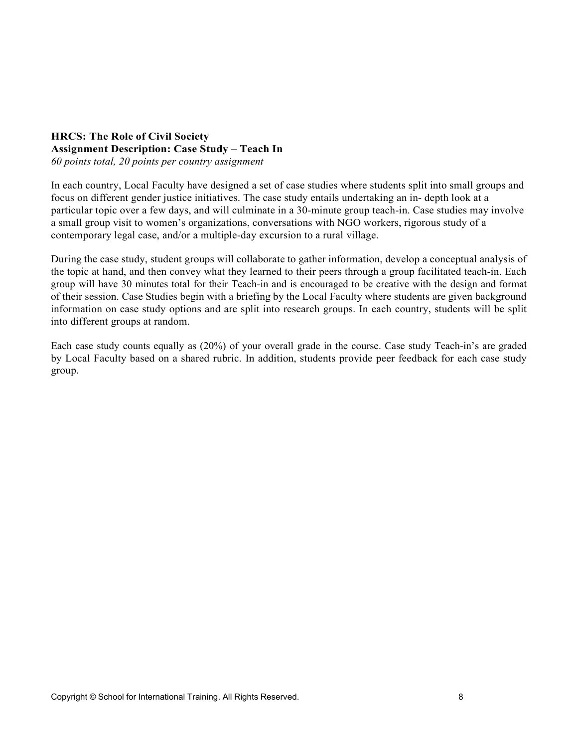**HRCS: The Role of Civil Society**
**Assignment Description: Case Study – Teach In**
*60 points total, 20 points per country assignment*

In each country, Local Faculty have designed a set of case studies where students split into small groups and focus on different gender justice initiatives. The case study entails undertaking an in- depth look at a particular topic over a few days, and will culminate in a 30-minute group teach-in. Case studies may involve a small group visit to women's organizations, conversations with NGO workers, rigorous study of a contemporary legal case, and/or a multiple-day excursion to a rural village.

During the case study, student groups will collaborate to gather information, develop a conceptual analysis of the topic at hand, and then convey what they learned to their peers through a group facilitated teach-in. Each group will have 30 minutes total for their Teach-in and is encouraged to be creative with the design and format of their session. Case Studies begin with a briefing by the Local Faculty where students are given background information on case study options and are split into research groups. In each country, students will be split into different groups at random.

Each case study counts equally as (20%) of your overall grade in the course. Case study Teach-in's are graded by Local Faculty based on a shared rubric. In addition, students provide peer feedback for each case study group.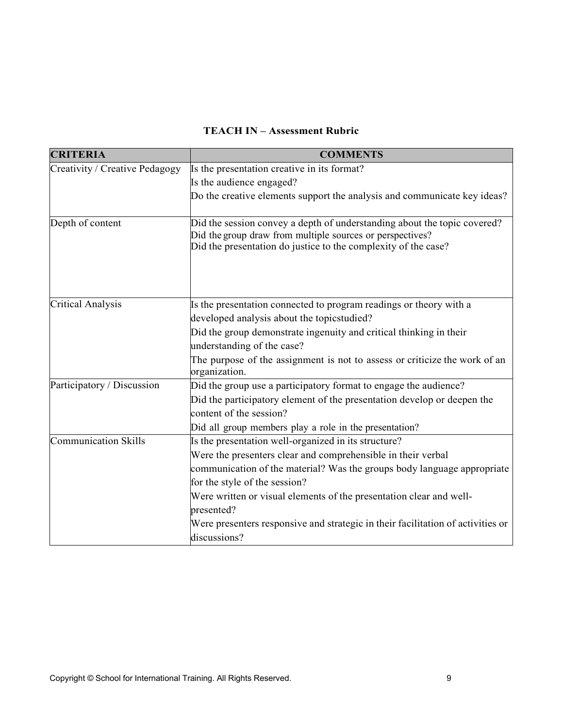**TEACH IN – Assessment Rubric**

| CRITERIA | COMMENTS |
| --- | --- |
| Creativity / Creative Pedagogy | Is the presentation creative in its format?<br>Is the audience engaged?<br>Do the creative elements support the analysis and communicate key ideas? |
| Depth of content | Did the session convey a depth of understanding about the topic covered?<br>Did the group draw from multiple sources or perspectives?<br>Did the presentation do justice to the complexity of the case? |
| Critical Analysis | Is the presentation connected to program readings or theory with a developed analysis about the topicstudied?<br>Did the group demonstrate ingenuity and critical thinking in their understanding of the case?<br>The purpose of the assignment is not to assess or criticize the work of an organization. |
| Participatory / Discussion | Did the group use a participatory format to engage the audience?<br>Did the participatory element of the presentation develop or deepen the content of the session?<br>Did all group members play a role in the presentation? |
| Communication Skills | Is the presentation well-organized in its structure?<br>Were the presenters clear and comprehensible in their verbal communication of the material? Was the groups body language appropriate for the style of the session?<br>Were written or visual elements of the presentation clear and well-presented?<br>Were presenters responsive and strategic in their facilitation of activities or discussions? |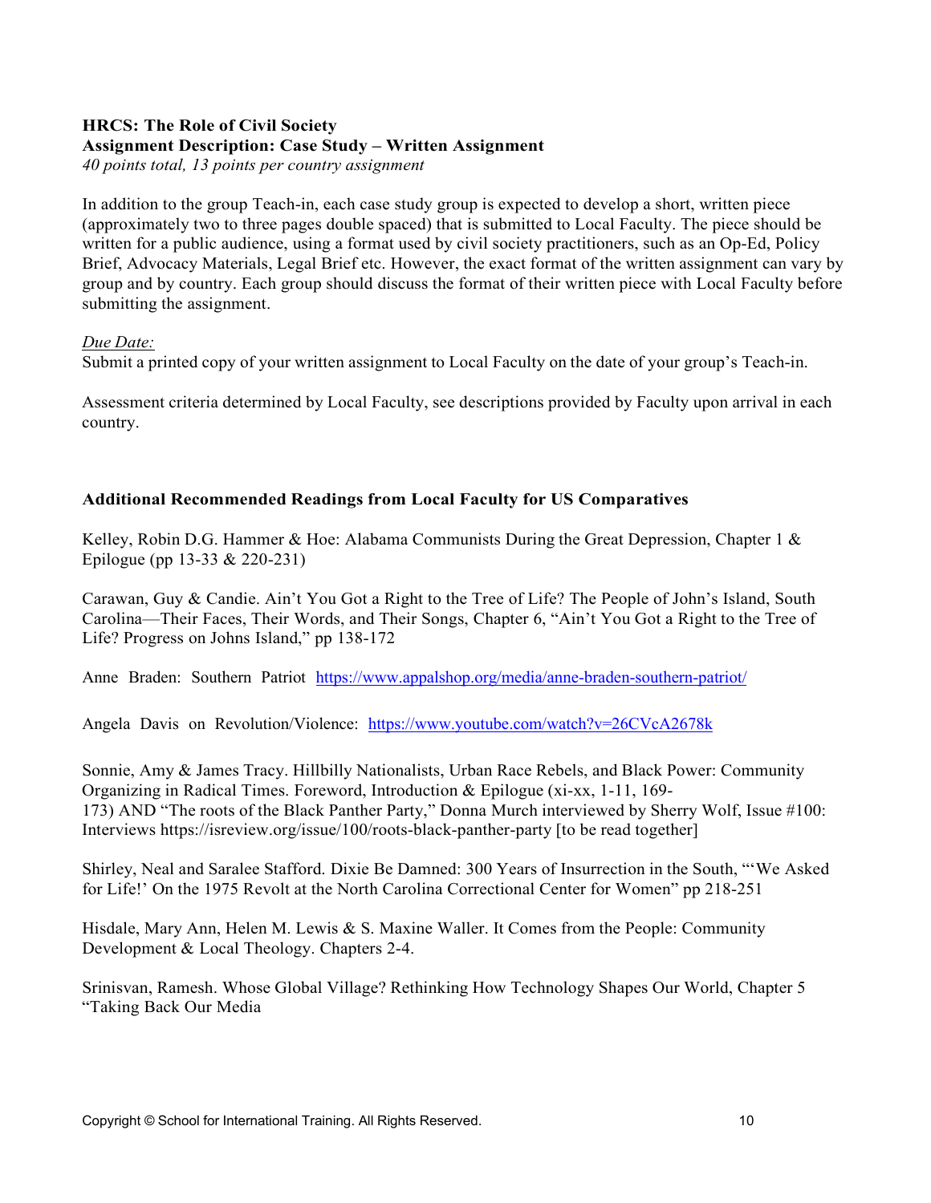**HRCS: The Role of Civil Society**
**Assignment Description: Case Study – Written Assignment**
*40 points total, 13 points per country assignment*

In addition to the group Teach-in, each case study group is expected to develop a short, written piece (approximately two to three pages double spaced) that is submitted to Local Faculty. The piece should be written for a public audience, using a format used by civil society practitioners, such as an Op-Ed, Policy Brief, Advocacy Materials, Legal Brief etc. However, the exact format of the written assignment can vary by group and by country. Each group should discuss the format of their written piece with Local Faculty before submitting the assignment.

*Due Date:*
Submit a printed copy of your written assignment to Local Faculty on the date of your group's Teach-in.

Assessment criteria determined by Local Faculty, see descriptions provided by Faculty upon arrival in each country.

**Additional Recommended Readings from Local Faculty for US Comparatives**

Kelley, Robin D.G. Hammer & Hoe: Alabama Communists During the Great Depression, Chapter 1 & Epilogue (pp 13-33 & 220-231)

Carawan, Guy & Candie. Ain't You Got a Right to the Tree of Life? The People of John's Island, South Carolina—Their Faces, Their Words, and Their Songs, Chapter 6, "Ain't You Got a Right to the Tree of Life? Progress on Johns Island," pp 138-172

Anne Braden: Southern Patriot https://www.appalshop.org/media/anne-braden-southern-patriot/

Angela Davis on Revolution/Violence: https://www.youtube.com/watch?v=26CVcA2678k

Sonnie, Amy & James Tracy. Hillbilly Nationalists, Urban Race Rebels, and Black Power: Community Organizing in Radical Times. Foreword, Introduction & Epilogue (xi-xx, 1-11, 169-173) AND "The roots of the Black Panther Party," Donna Murch interviewed by Sherry Wolf, Issue #100: Interviews https://isreview.org/issue/100/roots-black-panther-party [to be read together]

Shirley, Neal and Saralee Stafford. Dixie Be Damned: 300 Years of Insurrection in the South, "'We Asked for Life!' On the 1975 Revolt at the North Carolina Correctional Center for Women" pp 218-251

Hisdale, Mary Ann, Helen M. Lewis & S. Maxine Waller. It Comes from the People: Community Development & Local Theology. Chapters 2-4.

Srinisvan, Ramesh. Whose Global Village? Rethinking How Technology Shapes Our World, Chapter 5 "Taking Back Our Media